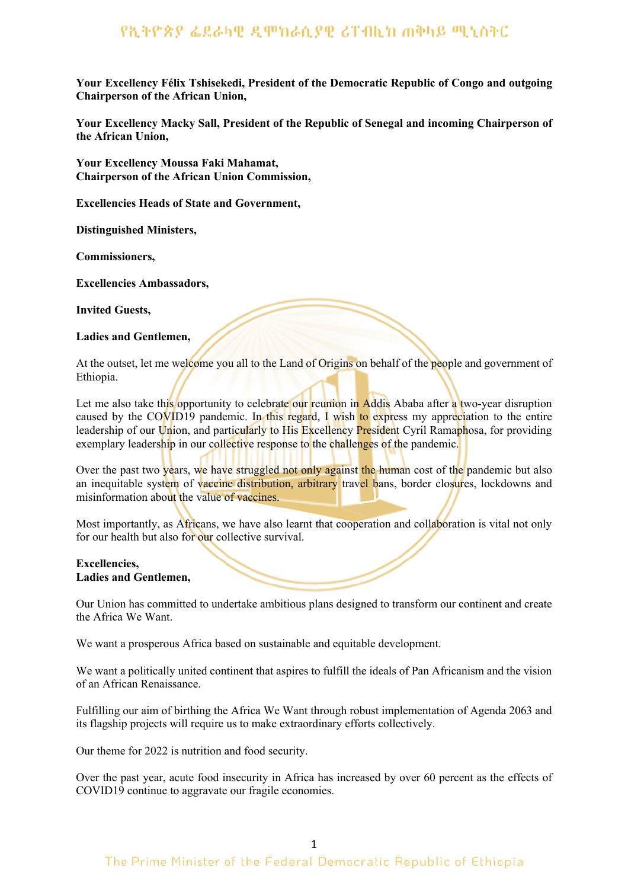**Your Excellency Félix Tshisekedi, President of the Democratic Republic of Congo and outgoing Chairperson of the African Union,**

**Your Excellency Macky Sall, President of the Republic of Senegal and incoming Chairperson of the African Union,**

**Your Excellency Moussa Faki Mahamat,**
**Chairperson of the African Union Commission,**

**Excellencies Heads of State and Government,**

**Distinguished Ministers,**

**Commissioners,**

**Excellencies Ambassadors,**

**Invited Guests,**

**Ladies and Gentlemen,**

At the outset, let me welcome you all to the Land of Origins on behalf of the people and government of Ethiopia.

Let me also take this opportunity to celebrate our reunion in Addis Ababa after a two-year disruption caused by the COVID19 pandemic. In this regard, I wish to express my appreciation to the entire leadership of our Union, and particularly to His Excellency President Cyril Ramaphosa, for providing exemplary leadership in our collective response to the challenges of the pandemic.

Over the past two years, we have struggled not only against the human cost of the pandemic but also an inequitable system of vaccine distribution, arbitrary travel bans, border closures, lockdowns and misinformation about the value of vaccines.

Most importantly, as Africans, we have also learnt that cooperation and collaboration is vital not only for our health but also for our collective survival.

**Excellencies,**
**Ladies and Gentlemen,**

Our Union has committed to undertake ambitious plans designed to transform our continent and create the Africa We Want.

We want a prosperous Africa based on sustainable and equitable development.

We want a politically united continent that aspires to fulfill the ideals of Pan Africanism and the vision of an African Renaissance.

Fulfilling our aim of birthing the Africa We Want through robust implementation of Agenda 2063 and its flagship projects will require us to make extraordinary efforts collectively.

Our theme for 2022 is nutrition and food security.

Over the past year, acute food insecurity in Africa has increased by over 60 percent as the effects of COVID19 continue to aggravate our fragile economies.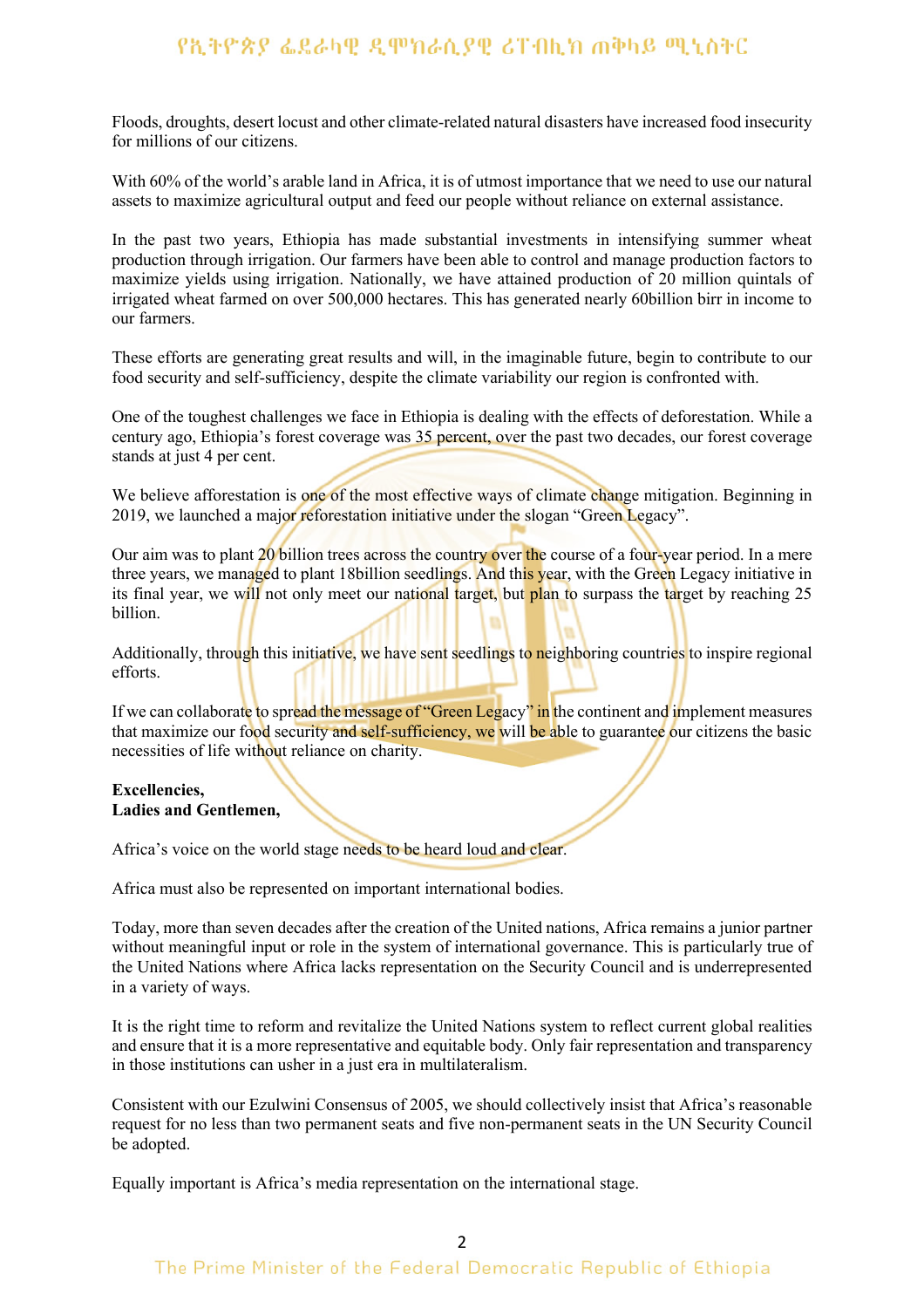Floods, droughts, desert locust and other climate-related natural disasters have increased food insecurity for millions of our citizens.

With 60% of the world's arable land in Africa, it is of utmost importance that we need to use our natural assets to maximize agricultural output and feed our people without reliance on external assistance.

In the past two years, Ethiopia has made substantial investments in intensifying summer wheat production through irrigation. Our farmers have been able to control and manage production factors to maximize yields using irrigation. Nationally, we have attained production of 20 million quintals of irrigated wheat farmed on over 500,000 hectares. This has generated nearly 60billion birr in income to our farmers.

These efforts are generating great results and will, in the imaginable future, begin to contribute to our food security and self-sufficiency, despite the climate variability our region is confronted with.

One of the toughest challenges we face in Ethiopia is dealing with the effects of deforestation. While a century ago, Ethiopia's forest coverage was 35 percent, over the past two decades, our forest coverage stands at just 4 per cent.

We believe afforestation is one of the most effective ways of climate change mitigation. Beginning in 2019, we launched a major reforestation initiative under the slogan "Green Legacy".

Our aim was to plant 20 billion trees across the country over the course of a four-year period. In a mere three years, we managed to plant 18billion seedlings. And this year, with the Green Legacy initiative in its final year, we will not only meet our national target, but plan to surpass the target by reaching 25 billion.

Additionally, through this initiative, we have sent seedlings to neighboring countries to inspire regional efforts.

If we can collaborate to spread the message of "Green Legacy" in the continent and implement measures that maximize our food security and self-sufficiency, we will be able to guarantee our citizens the basic necessities of life without reliance on charity.

**Excellencies,**
**Ladies and Gentlemen,**

Africa's voice on the world stage needs to be heard loud and clear.

Africa must also be represented on important international bodies.

Today, more than seven decades after the creation of the United nations, Africa remains a junior partner without meaningful input or role in the system of international governance. This is particularly true of the United Nations where Africa lacks representation on the Security Council and is underrepresented in a variety of ways.

It is the right time to reform and revitalize the United Nations system to reflect current global realities and ensure that it is a more representative and equitable body. Only fair representation and transparency in those institutions can usher in a just era in multilateralism.

Consistent with our Ezulwini Consensus of 2005, we should collectively insist that Africa's reasonable request for no less than two permanent seats and five non-permanent seats in the UN Security Council be adopted.

Equally important is Africa's media representation on the international stage.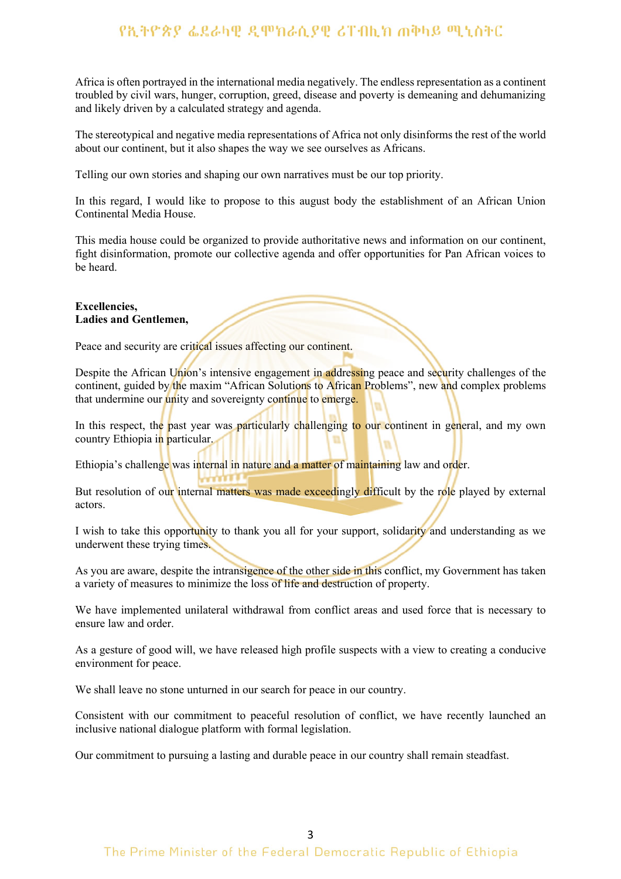Africa is often portrayed in the international media negatively. The endless representation as a continent troubled by civil wars, hunger, corruption, greed, disease and poverty is demeaning and dehumanizing and likely driven by a calculated strategy and agenda.

The stereotypical and negative media representations of Africa not only disinforms the rest of the world about our continent, but it also shapes the way we see ourselves as Africans.

Telling our own stories and shaping our own narratives must be our top priority.

In this regard, I would like to propose to this august body the establishment of an African Union Continental Media House.

This media house could be organized to provide authoritative news and information on our continent, fight disinformation, promote our collective agenda and offer opportunities for Pan African voices to be heard.

**Excellencies,**
**Ladies and Gentlemen,**

Peace and security are critical issues affecting our continent.

Despite the African Union's intensive engagement in addressing peace and security challenges of the continent, guided by the maxim "African Solutions to African Problems", new and complex problems that undermine our unity and sovereignty continue to emerge.

In this respect, the past year was particularly challenging to our continent in general, and my own country Ethiopia in particular.

Ethiopia's challenge was internal in nature and a matter of maintaining law and order.

But resolution of our internal matters was made exceedingly difficult by the role played by external actors.

I wish to take this opportunity to thank you all for your support, solidarity and understanding as we underwent these trying times.

As you are aware, despite the intransigence of the other side in this conflict, my Government has taken a variety of measures to minimize the loss of life and destruction of property.

We have implemented unilateral withdrawal from conflict areas and used force that is necessary to ensure law and order.

As a gesture of good will, we have released high profile suspects with a view to creating a conducive environment for peace.

We shall leave no stone unturned in our search for peace in our country.

Consistent with our commitment to peaceful resolution of conflict, we have recently launched an inclusive national dialogue platform with formal legislation.

Our commitment to pursuing a lasting and durable peace in our country shall remain steadfast.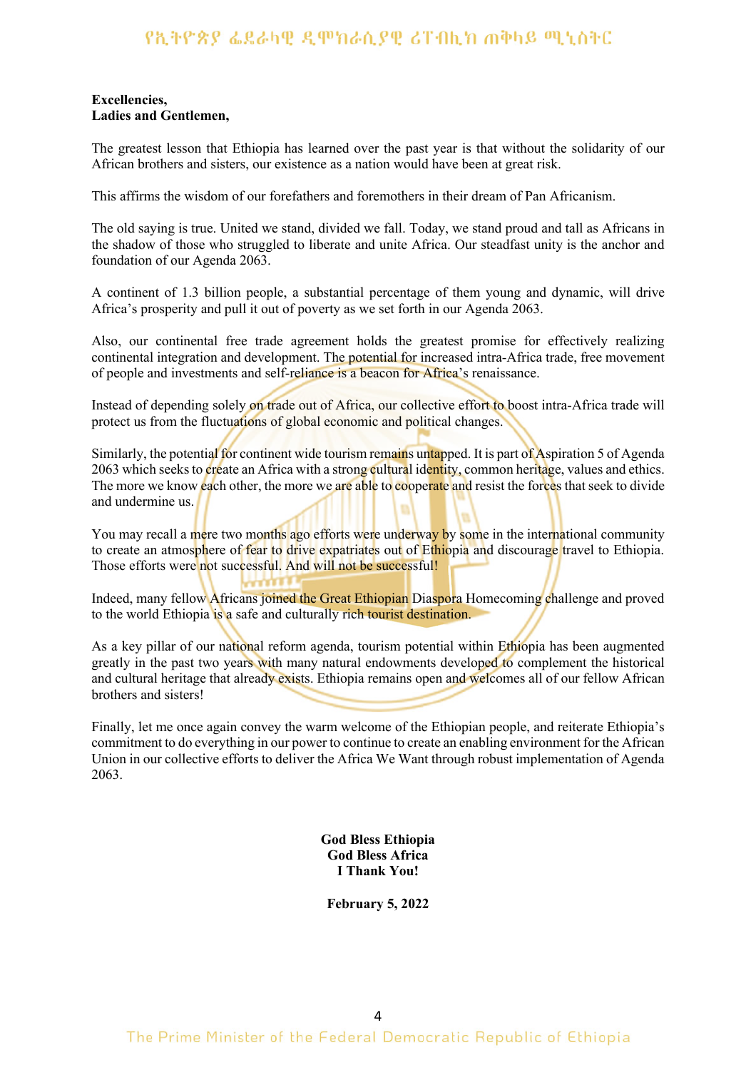**Excellencies,**
**Ladies and Gentlemen,**

The greatest lesson that Ethiopia has learned over the past year is that without the solidarity of our African brothers and sisters, our existence as a nation would have been at great risk.

This affirms the wisdom of our forefathers and foremothers in their dream of Pan Africanism.

The old saying is true. United we stand, divided we fall. Today, we stand proud and tall as Africans in the shadow of those who struggled to liberate and unite Africa. Our steadfast unity is the anchor and foundation of our Agenda 2063.

A continent of 1.3 billion people, a substantial percentage of them young and dynamic, will drive Africa's prosperity and pull it out of poverty as we set forth in our Agenda 2063.

Also, our continental free trade agreement holds the greatest promise for effectively realizing continental integration and development. The potential for increased intra-Africa trade, free movement of people and investments and self-reliance is a beacon for Africa's renaissance.

Instead of depending solely on trade out of Africa, our collective effort to boost intra-Africa trade will protect us from the fluctuations of global economic and political changes.

Similarly, the potential for continent wide tourism remains untapped. It is part of Aspiration 5 of Agenda 2063 which seeks to create an Africa with a strong cultural identity, common heritage, values and ethics. The more we know each other, the more we are able to cooperate and resist the forces that seek to divide and undermine us.

You may recall a mere two months ago efforts were underway by some in the international community to create an atmosphere of fear to drive expatriates out of Ethiopia and discourage travel to Ethiopia. Those efforts were not successful. And will not be successful!

Indeed, many fellow Africans joined the Great Ethiopian Diaspora Homecoming challenge and proved to the world Ethiopia is a safe and culturally rich tourist destination.

As a key pillar of our national reform agenda, tourism potential within Ethiopia has been augmented greatly in the past two years with many natural endowments developed to complement the historical and cultural heritage that already exists. Ethiopia remains open and welcomes all of our fellow African brothers and sisters!

Finally, let me once again convey the warm welcome of the Ethiopian people, and reiterate Ethiopia's commitment to do everything in our power to continue to create an enabling environment for the African Union in our collective efforts to deliver the Africa We Want through robust implementation of Agenda 2063.

**God Bless Ethiopia**
**God Bless Africa**
**I Thank You!**

**February 5, 2022**